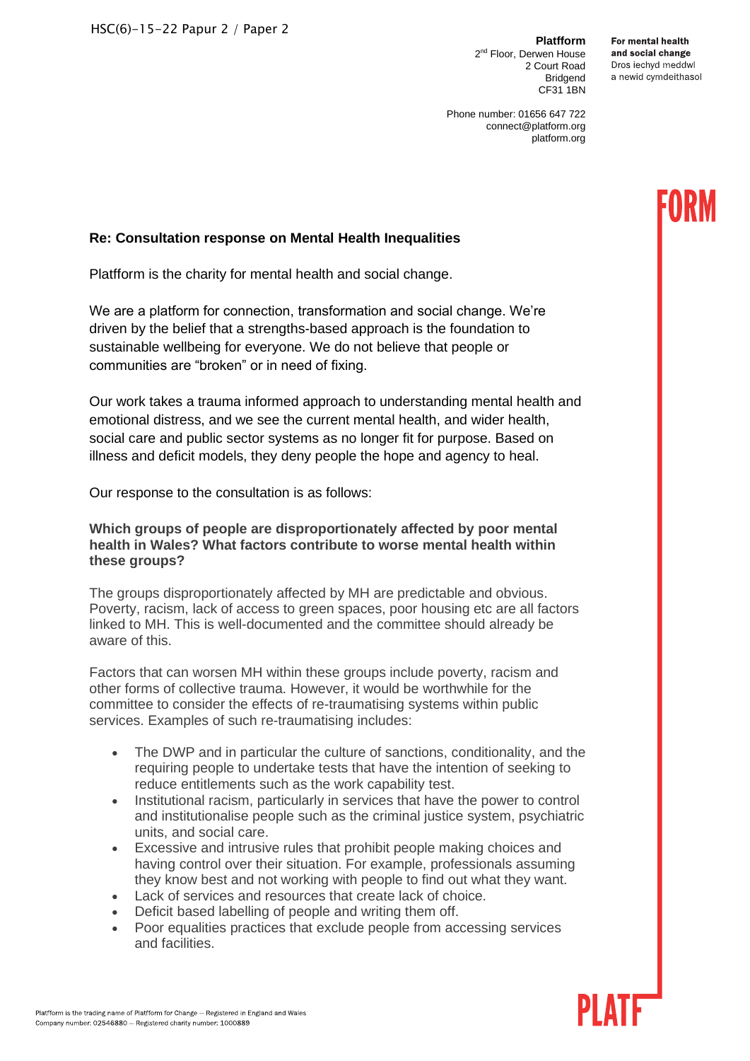HSC(6)-15-22 Papur 2 / Paper 2

**Platfform**
2nd Floor, Derwen House
2 Court Road
Bridgend
CF31 1BN

Phone number: 01656 647 722
connect@platform.org
platform.org

**For mental health and social change**
Dros iechyd meddwl a newid cymdeithasol

**Re: Consultation response on Mental Health Inequalities**

Platfform is the charity for mental health and social change.

We are a platform for connection, transformation and social change. We're driven by the belief that a strengths-based approach is the foundation to sustainable wellbeing for everyone. We do not believe that people or communities are "broken" or in need of fixing.

Our work takes a trauma informed approach to understanding mental health and emotional distress, and we see the current mental health, and wider health, social care and public sector systems as no longer fit for purpose. Based on illness and deficit models, they deny people the hope and agency to heal.

Our response to the consultation is as follows:

**Which groups of people are disproportionately affected by poor mental health in Wales? What factors contribute to worse mental health within these groups?**

The groups disproportionately affected by MH are predictable and obvious. Poverty, racism, lack of access to green spaces, poor housing etc are all factors linked to MH. This is well-documented and the committee should already be aware of this.

Factors that can worsen MH within these groups include poverty, racism and other forms of collective trauma. However, it would be worthwhile for the committee to consider the effects of re-traumatising systems within public services. Examples of such re-traumatising includes:

- The DWP and in particular the culture of sanctions, conditionality, and the requiring people to undertake tests that have the intention of seeking to reduce entitlements such as the work capability test.
- Institutional racism, particularly in services that have the power to control and institutionalise people such as the criminal justice system, psychiatric units, and social care.
- Excessive and intrusive rules that prohibit people making choices and having control over their situation. For example, professionals assuming they know best and not working with people to find out what they want.
- Lack of services and resources that create lack of choice.
- Deficit based labelling of people and writing them off.
- Poor equalities practices that exclude people from accessing services and facilities.

Platfform is the trading name of Platfform for Change – Registered in England and Wales
Company number: 02546880 – Registered charity number: 1000889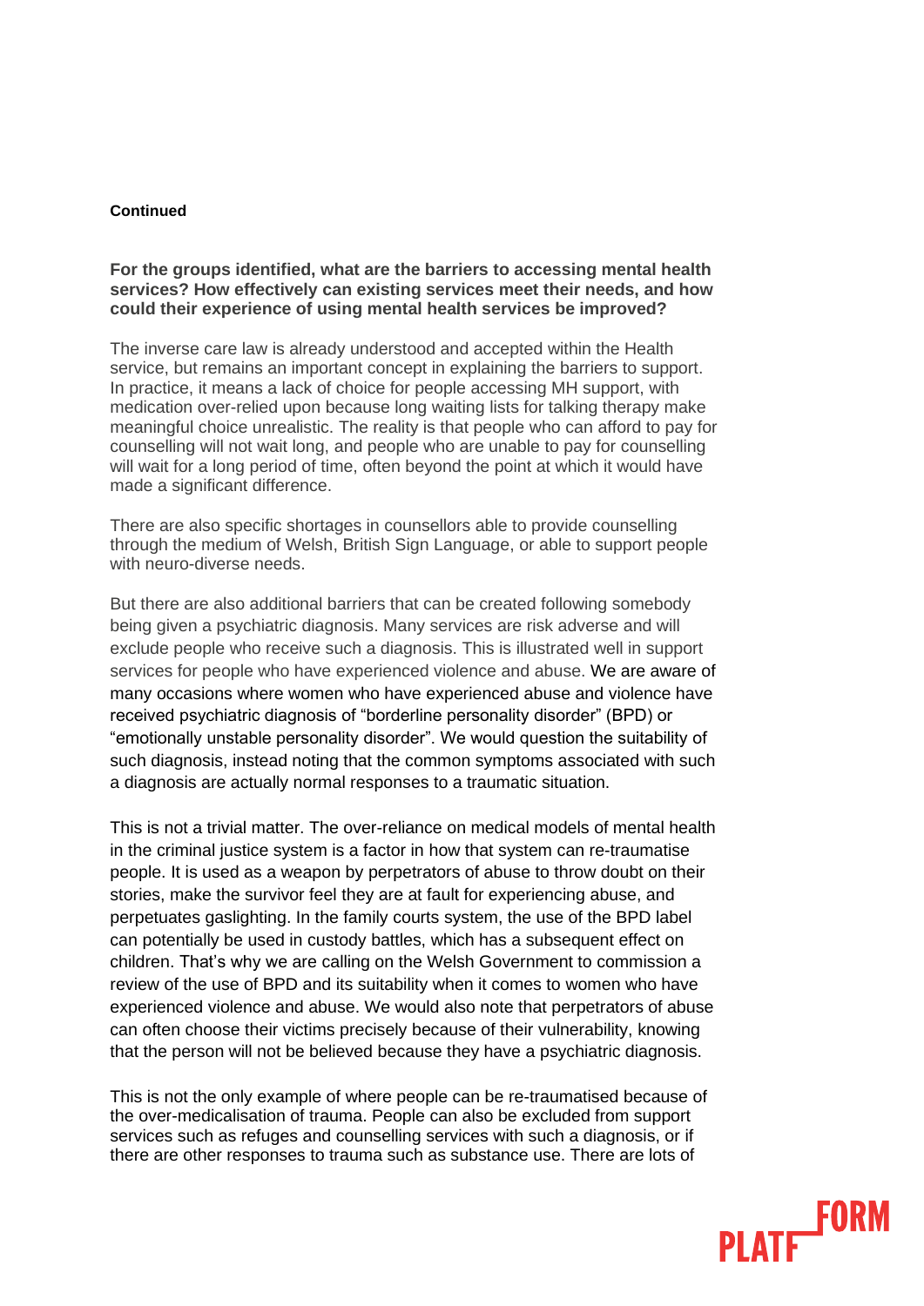**Continued**

**For the groups identified, what are the barriers to accessing mental health services? How effectively can existing services meet their needs, and how could their experience of using mental health services be improved?**

The inverse care law is already understood and accepted within the Health service, but remains an important concept in explaining the barriers to support. In practice, it means a lack of choice for people accessing MH support, with medication over-relied upon because long waiting lists for talking therapy make meaningful choice unrealistic. The reality is that people who can afford to pay for counselling will not wait long, and people who are unable to pay for counselling will wait for a long period of time, often beyond the point at which it would have made a significant difference.

There are also specific shortages in counsellors able to provide counselling through the medium of Welsh, British Sign Language, or able to support people with neuro-diverse needs.

But there are also additional barriers that can be created following somebody being given a psychiatric diagnosis. Many services are risk adverse and will exclude people who receive such a diagnosis. This is illustrated well in support services for people who have experienced violence and abuse. We are aware of many occasions where women who have experienced abuse and violence have received psychiatric diagnosis of "borderline personality disorder" (BPD) or "emotionally unstable personality disorder". We would question the suitability of such diagnosis, instead noting that the common symptoms associated with such a diagnosis are actually normal responses to a traumatic situation.

This is not a trivial matter. The over-reliance on medical models of mental health in the criminal justice system is a factor in how that system can re-traumatise people. It is used as a weapon by perpetrators of abuse to throw doubt on their stories, make the survivor feel they are at fault for experiencing abuse, and perpetuates gaslighting. In the family courts system, the use of the BPD label can potentially be used in custody battles, which has a subsequent effect on children. That's why we are calling on the Welsh Government to commission a review of the use of BPD and its suitability when it comes to women who have experienced violence and abuse. We would also note that perpetrators of abuse can often choose their victims precisely because of their vulnerability, knowing that the person will not be believed because they have a psychiatric diagnosis.

This is not the only example of where people can be re-traumatised because of the over-medicalisation of trauma. People can also be excluded from support services such as refuges and counselling services with such a diagnosis, or if there are other responses to trauma such as substance use. There are lots of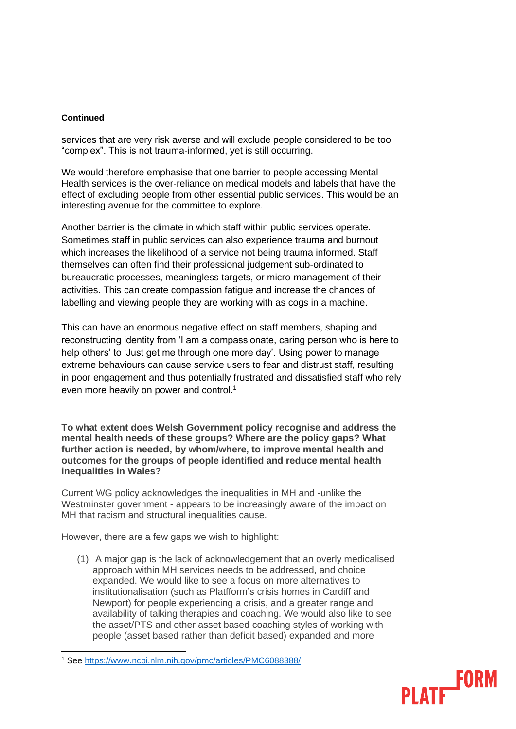**Continued**

services that are very risk averse and will exclude people considered to be too "complex". This is not trauma-informed, yet is still occurring.

We would therefore emphasise that one barrier to people accessing Mental Health services is the over-reliance on medical models and labels that have the effect of excluding people from other essential public services. This would be an interesting avenue for the committee to explore.

Another barrier is the climate in which staff within public services operate. Sometimes staff in public services can also experience trauma and burnout which increases the likelihood of a service not being trauma informed. Staff themselves can often find their professional judgement sub-ordinated to bureaucratic processes, meaningless targets, or micro-management of their activities. This can create compassion fatigue and increase the chances of labelling and viewing people they are working with as cogs in a machine.

This can have an enormous negative effect on staff members, shaping and reconstructing identity from 'I am a compassionate, caring person who is here to help others' to 'Just get me through one more day'. Using power to manage extreme behaviours can cause service users to fear and distrust staff, resulting in poor engagement and thus potentially frustrated and dissatisfied staff who rely even more heavily on power and control.[1]

**To what extent does Welsh Government policy recognise and address the mental health needs of these groups? Where are the policy gaps? What further action is needed, by whom/where, to improve mental health and outcomes for the groups of people identified and reduce mental health inequalities in Wales?**

Current WG policy acknowledges the inequalities in MH and -unlike the Westminster government - appears to be increasingly aware of the impact on MH that racism and structural inequalities cause.

However, there are a few gaps we wish to highlight:

(1) A major gap is the lack of acknowledgement that an overly medicalised approach within MH services needs to be addressed, and choice expanded. We would like to see a focus on more alternatives to institutionalisation (such as Platfform's crisis homes in Cardiff and Newport) for people experiencing a crisis, and a greater range and availability of talking therapies and coaching. We would also like to see the asset/PTS and other asset based coaching styles of working with people (asset based rather than deficit based) expanded and more

[1] See https://www.ncbi.nlm.nih.gov/pmc/articles/PMC6088388/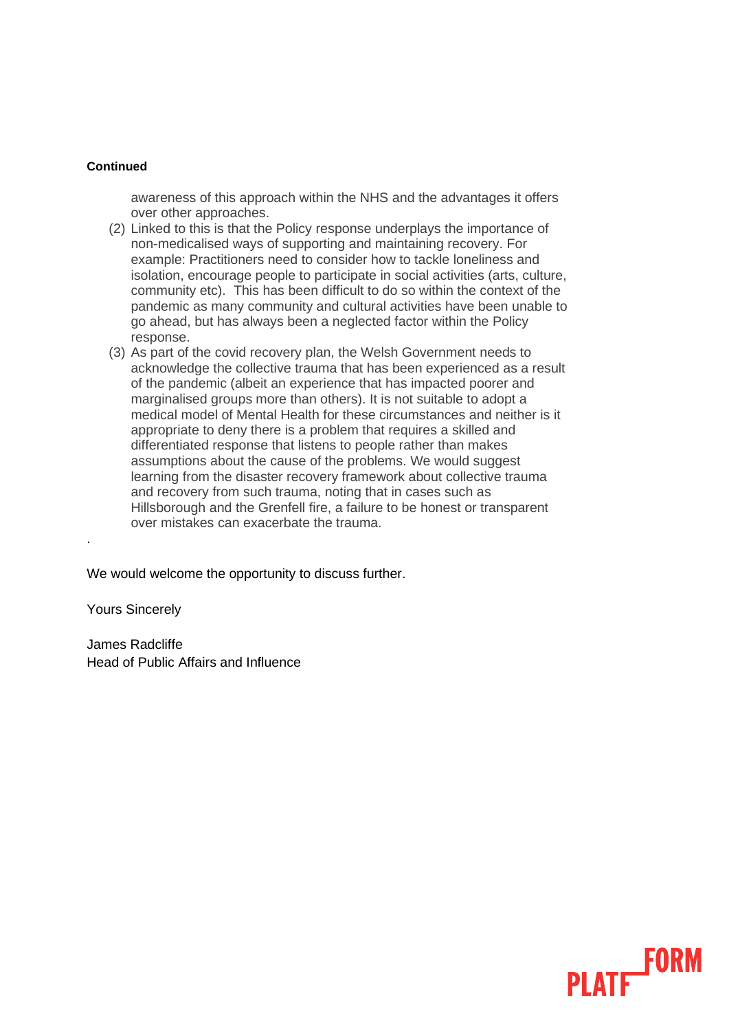**Continued**

awareness of this approach within the NHS and the advantages it offers over other approaches.

(2) Linked to this is that the Policy response underplays the importance of non-medicalised ways of supporting and maintaining recovery. For example: Practitioners need to consider how to tackle loneliness and isolation, encourage people to participate in social activities (arts, culture, community etc). This has been difficult to do so within the context of the pandemic as many community and cultural activities have been unable to go ahead, but has always been a neglected factor within the Policy response.

(3) As part of the covid recovery plan, the Welsh Government needs to acknowledge the collective trauma that has been experienced as a result of the pandemic (albeit an experience that has impacted poorer and marginalised groups more than others). It is not suitable to adopt a medical model of Mental Health for these circumstances and neither is it appropriate to deny there is a problem that requires a skilled and differentiated response that listens to people rather than makes assumptions about the cause of the problems. We would suggest learning from the disaster recovery framework about collective trauma and recovery from such trauma, noting that in cases such as Hillsborough and the Grenfell fire, a failure to be honest or transparent over mistakes can exacerbate the trauma.

.

We would welcome the opportunity to discuss further.

Yours Sincerely

James Radcliffe
Head of Public Affairs and Influence

PLATFORM